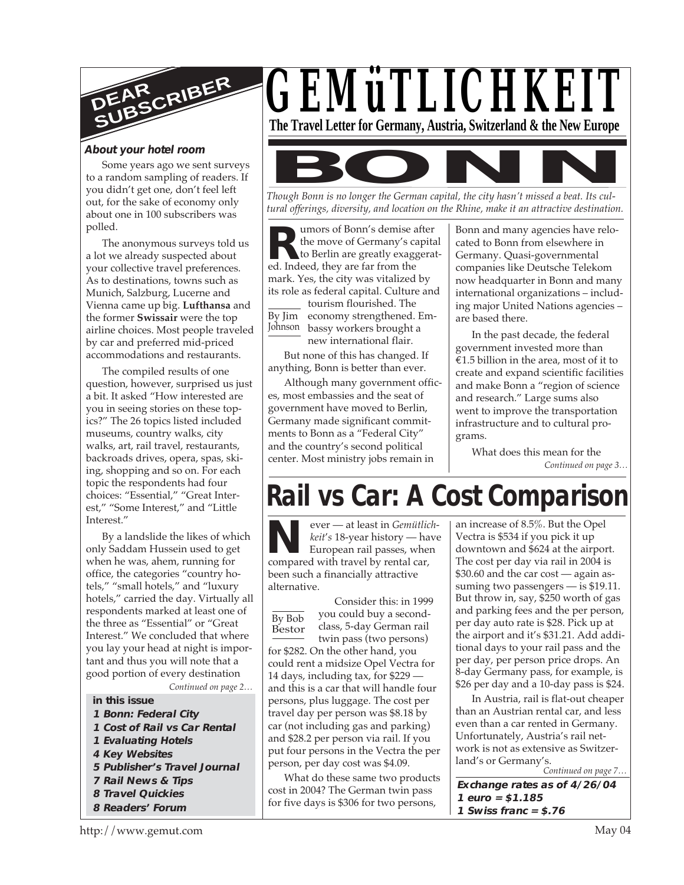# GEMüTLICHKEIT

**The Travel Letter for Germany, Austria, Switzerland & the New Europe**

## DEAR SUBSCRIBER

### About your hotel room

Some years ago we sent surveys to a random sampling of readers. If you didn't get one, don't feel left out, for the sake of economy only about one in 100 subscribers was polled.

The anonymous surveys told us a lot we already suspected about your collective travel preferences. As to destinations, towns such as Munich, Salzburg, Lucerne and Vienna came up big. **Lufthansa** and the former **Swissair** were the top airline choices. Most people traveled by car and preferred mid-priced accommodations and restaurants.

The compiled results of one question, however, surprised us just a bit. It asked "How interested are you in seeing stories on these topics?" The 26 topics listed included museums, country walks, city walks, art, rail travel, restaurants, backroads drives, opera, spas, skiing, shopping and so on. For each topic the respondents had four choices: "Essential," "Great Interest," "Some Interest," and "Little Interest."

By a landslide the likes of which only Saddam Hussein used to get when he was, ahem, running for office, the categories "country hotels," "small hotels," and "luxury hotels," carried the day. Virtually all respondents marked at least one of the three as "Essential" or "Great Interest." We concluded that where you lay your head at night is important and thus you will note that a good portion of every destination

*Continued on page 2…*

**in this issue**

- **1 Bonn: Federal City**
- **1 Cost of Rail vs Car Rental**
- **1 Evaluating Hotels**
- **4 Key Websites**
- **5 Publisher's Travel Journal**
- **7 Rail News & Tips**
- **8 Travel Quickies**
- **8 Readers' Forum**

# BONN

*Though Bonn is no longer the German capital, the city hasn't missed a beat. Its cultural offerings, diversity, and location on the Rhine, make it an attractive destination.*

By Jim Johnson

Rumors of Bonn's demise after the move of Germany's capital to Berlin are greatly exaggerated. Indeed, they are far from the mark. Yes, the city was vitalized by its role as federal capital. Culture and tourism flourished. The economy strengthened. Embassy workers brought a new international flair.

But none of this has changed. If anything, Bonn is better than ever.

Although many government offices, most embassies and the seat of government have moved to Berlin, Germany made significant commitments to Bonn as a "Federal City" and the country's second political center. Most ministry jobs remain in Bonn and many agencies have relocated to Bonn from elsewhere in Germany. Quasi-governmental companies like Deutsche Telekom now headquarter in Bonn and many international organizations – including major United Nations agencies – are based there.

In the past decade, the federal government invested more than €1.5 billion in the area, most of it to create and expand scientific facilities and make Bonn a "region of science and research." Large sums also went to improve the transportation infrastructure and to cultural programs.

What does this mean for the

*Continued on page 3…*

# Rail vs Car: A Cost Comparison

By Bob Bestor

Never — at least in *Gemütlichkeit's* 18-year history — have European rail passes, when compared with travel by rental car, been such a financially attractive alternative.

Consider this: in 1999 you could buy a second-class, 5-day German rail twin pass (two persons) for $282. On the other hand, you could rent a midsize Opel Vectra for 14 days, including tax, for $229 — and this is a car that will handle four persons, plus luggage. The cost per travel day per person was $8.18 by car (not including gas and parking) and $28.2 per person via rail. If you put four persons in the Vectra the per person, per day cost was $4.09.

What do these same two products cost in 2004? The German twin pass for five days is $306 for two persons, an increase of 8.5%. But the Opel Vectra is $534 if you pick it up downtown and $624 at the airport. The cost per day via rail in 2004 is $30.60 and the car cost — again assuming two passengers — is $19.11. But throw in, say, $250 worth of gas and parking fees and the per person, per day auto rate is $28. Pick up at the airport and it's $31.21. Add additional days to your rail pass and the per day, per person price drops. An 8-day Germany pass, for example, is $26 per day and a 10-day pass is $24.

In Austria, rail is flat-out cheaper than an Austrian rental car, and less even than a car rented in Germany. Unfortunately, Austria's rail network is not as extensive as Switzerland's or Germany's.

*Continued on page 7…*

**Exchange rates as of 4/26/04**
**1 euro = $1.185**
**1 Swiss franc = $.76**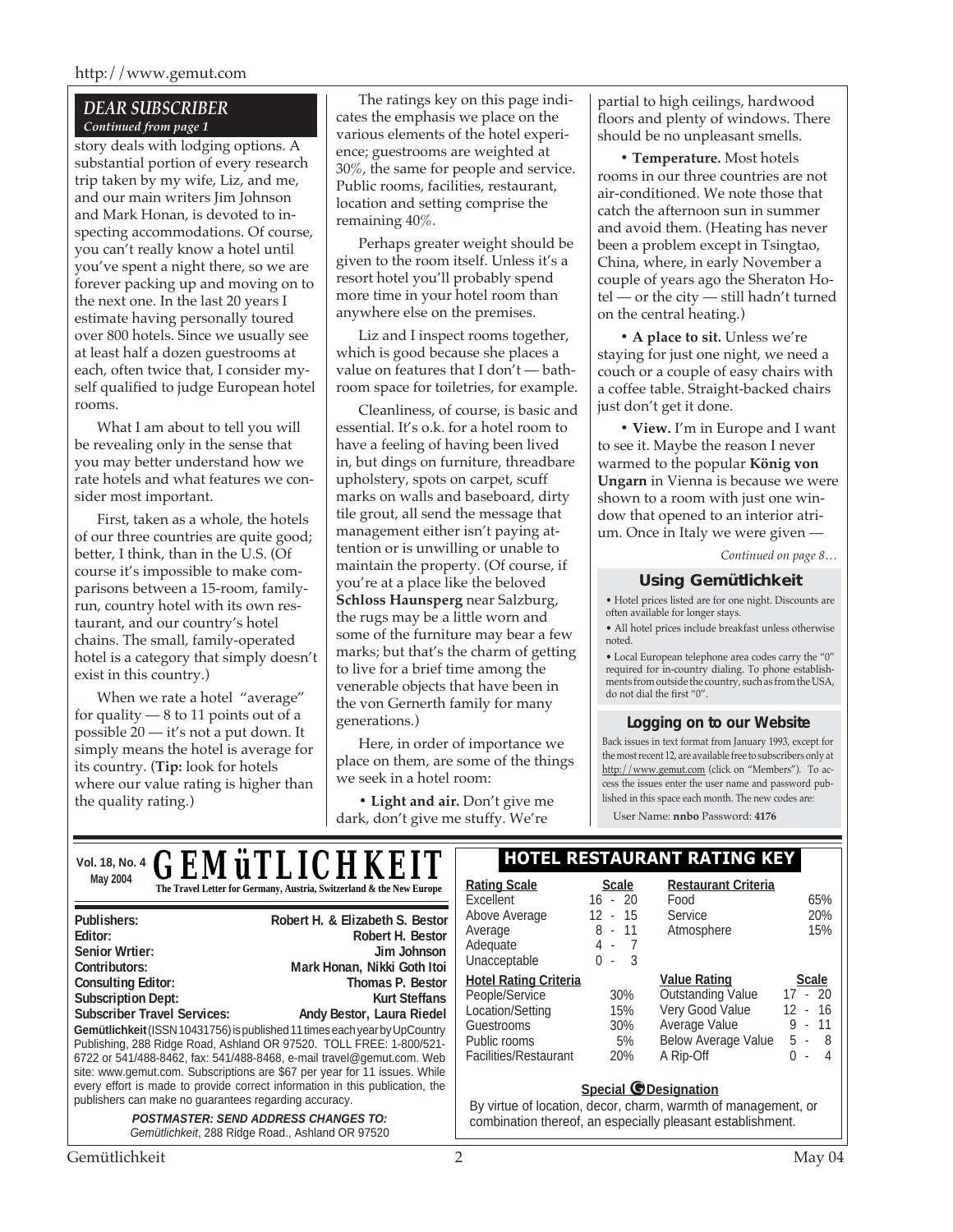## DEAR SUBSCRIBER

*Continued from page 1*

story deals with lodging options. A substantial portion of every research trip taken by my wife, Liz, and me, and our main writers Jim Johnson and Mark Honan, is devoted to inspecting accommodations. Of course, you can't really know a hotel until you've spent a night there, so we are forever packing up and moving on to the next one. In the last 20 years I estimate having personally toured over 800 hotels. Since we usually see at least half a dozen guestrooms at each, often twice that, I consider myself qualified to judge European hotel rooms.

What I am about to tell you will be revealing only in the sense that you may better understand how we rate hotels and what features we consider most important.

First, taken as a whole, the hotels of our three countries are quite good; better, I think, than in the U.S. (Of course it's impossible to make comparisons between a 15-room, family-run, country hotel with its own restaurant, and our country's hotel chains. The small, family-operated hotel is a category that simply doesn't exist in this country.)

When we rate a hotel "average" for quality — 8 to 11 points out of a possible 20 — it's not a put down. It simply means the hotel is average for its country. (**Tip:** look for hotels where our value rating is higher than the quality rating.)

The ratings key on this page indicates the emphasis we place on the various elements of the hotel experience; guestrooms are weighted at 30%, the same for people and service. Public rooms, facilities, restaurant, location and setting comprise the remaining 40%.

Perhaps greater weight should be given to the room itself. Unless it's a resort hotel you'll probably spend more time in your hotel room than anywhere else on the premises.

Liz and I inspect rooms together, which is good because she places a value on features that I don't — bathroom space for toiletries, for example.

Cleanliness, of course, is basic and essential. It's o.k. for a hotel room to have a feeling of having been lived in, but dings on furniture, threadbare upholstery, spots on carpet, scuff marks on walls and baseboard, dirty tile grout, all send the message that management either isn't paying attention or is unwilling or unable to maintain the property. (Of course, if you're at a place like the beloved **Schloss Haunsperg** near Salzburg, the rugs may be a little worn and some of the furniture may bear a few marks; but that's the charm of getting to live for a brief time among the venerable objects that have been in the von Gernerth family for many generations.)

Here, in order of importance we place on them, are some of the things we seek in a hotel room:

- **Light and air.** Don't give me dark, don't give me stuffy. We're partial to high ceilings, hardwood floors and plenty of windows. There should be no unpleasant smells.
- **Temperature.** Most hotels rooms in our three countries are not air-conditioned. We note those that catch the afternoon sun in summer and avoid them. (Heating has never been a problem except in Tsingtao, China, where, in early November a couple of years ago the Sheraton Hotel — or the city — still hadn't turned on the central heating.)
- **A place to sit.** Unless we're staying for just one night, we need a couch or a couple of easy chairs with a coffee table. Straight-backed chairs just don't get it done.
- **View.** I'm in Europe and I want to see it. Maybe the reason I never warmed to the popular **König von Ungarn** in Vienna is because we were shown to a room with just one window that opened to an interior atrium. Once in Italy we were given —

*Continued on page 8…*

### Using Gemütlichkeit

- Hotel prices listed are for one night. Discounts are often available for longer stays.
- All hotel prices include breakfast unless otherwise noted.
- Local European telephone area codes carry the "0" required for in-country dialing. To phone establishments from outside the country, such as from the USA, do not dial the first "0".

### Logging on to our Website

Back issues in text format from January 1993, except for the most recent 12, are available free to subscribers only at http://www.gemut.com (click on "Members"). To access the issues enter the user name and password published in this space each month. The new codes are:

User Name: **nnbo** Password: **4176**

---

**Vol. 18, No. 4**
**May 2004**

# GEMüTLICHKEIT

**The Travel Letter for Germany, Austria, Switzerland & the New Europe**

| | |
|---|---|
| **Publishers:** | **Robert H. & Elizabeth S. Bestor** |
| **Editor:** | **Robert H. Bestor** |
| **Senior Wrtier:** | **Jim Johnson** |
| **Contributors:** | **Mark Honan, Nikki Goth Itoi** |
| **Consulting Editor:** | **Thomas P. Bestor** |
| **Subscription Dept:** | **Kurt Steffans** |
| **Subscriber Travel Services:** | **Andy Bestor, Laura Riedel** |

**Gemütlichkeit** (ISSN 10431756) is published 11 times each year by UpCountry Publishing, 288 Ridge Road, Ashland OR 97520. TOLL FREE: 1-800/521-6722 or 541/488-8462, fax: 541/488-8468, e-mail travel@gemut.com. Web site: www.gemut.com. Subscriptions are $67 per year for 11 issues. While every effort is made to provide correct information in this publication, the publishers can make no guarantees regarding accuracy.

***POSTMASTER: SEND ADDRESS CHANGES TO:***
*Gemütlichkeit*, 288 Ridge Road., Ashland OR 97520

## HOTEL RESTAURANT RATING KEY

| Rating Scale | Scale |
|---|---|
| Excellent | 16 - 20 |
| Above Average | 12 - 15 |
| Average | 8 - 11 |
| Adequate | 4 - 7 |
| Unacceptable | 0 - 3 |

| Restaurant Criteria | |
|---|---|
| Food | 65% |
| Service | 20% |
| Atmosphere | 15% |

| Hotel Rating Criteria | |
|---|---|
| People/Service | 30% |
| Location/Setting | 15% |
| Guestrooms | 30% |
| Public rooms | 5% |
| Facilities/Restaurant | 20% |

| Value Rating | Scale |
|---|---|
| Outstanding Value | 17 - 20 |
| Very Good Value | 12 - 16 |
| Average Value | 9 - 11 |
| Below Average Value | 5 - 8 |
| A Rip-Off | 0 - 4 |

**Special G Designation**

By virtue of location, decor, charm, warmth of management, or combination thereof, an especially pleasant establishment.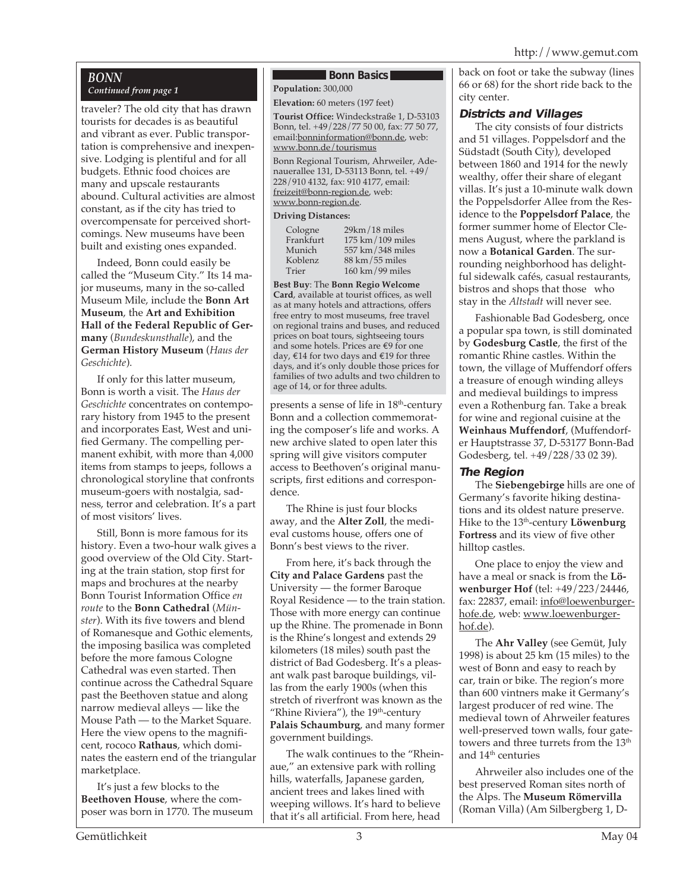## BONN

*Continued from page 1*

traveler? The old city that has drawn tourists for decades is as beautiful and vibrant as ever. Public transportation is comprehensive and inexpensive. Lodging is plentiful and for all budgets. Ethnic food choices are many and upscale restaurants abound. Cultural activities are almost constant, as if the city has tried to overcompensate for perceived shortcomings. New museums have been built and existing ones expanded.

Indeed, Bonn could easily be called the "Museum City." Its 14 major museums, many in the so-called Museum Mile, include the **Bonn Art Museum**, the **Art and Exhibition Hall of the Federal Republic of Germany** (*Bundeskunsthalle*), and the **German History Museum** (*Haus der Geschichte*).

If only for this latter museum, Bonn is worth a visit. The *Haus der Geschichte* concentrates on contemporary history from 1945 to the present and incorporates East, West and unified Germany. The compelling permanent exhibit, with more than 4,000 items from stamps to jeeps, follows a chronological storyline that confronts museum-goers with nostalgia, sadness, terror and celebration. It's a part of most visitors' lives.

Still, Bonn is more famous for its history. Even a two-hour walk gives a good overview of the Old City. Starting at the train station, stop first for maps and brochures at the nearby Bonn Tourist Information Office *en route* to the **Bonn Cathedral** (*Münster*). With its five towers and blend of Romanesque and Gothic elements, the imposing basilica was completed before the more famous Cologne Cathedral was even started. Then continue across the Cathedral Square past the Beethoven statue and along narrow medieval alleys — like the Mouse Path — to the Market Square. Here the view opens to the magnificent, rococo **Rathaus**, which dominates the eastern end of the triangular marketplace.

It's just a few blocks to the **Beethoven House**, where the composer was born in 1770. The museum presents a sense of life in 18th-century Bonn and a collection commemorating the composer's life and works. A new archive slated to open later this spring will give visitors computer access to Beethoven's original manuscripts, first editions and correspondence.

The Rhine is just four blocks away, and the **Alter Zoll**, the medieval customs house, offers one of Bonn's best views to the river.

From here, it's back through the **City and Palace Gardens** past the University — the former Baroque Royal Residence — to the train station. Those with more energy can continue up the Rhine. The promenade in Bonn is the Rhine's longest and extends 29 kilometers (18 miles) south past the district of Bad Godesberg. It's a pleasant walk past baroque buildings, villas from the early 1900s (when this stretch of riverfront was known as the "Rhine Riviera"), the 19th-century **Palais Schaumburg**, and many former government buildings.

The walk continues to the "Rheinaue," an extensive park with rolling hills, waterfalls, Japanese garden, ancient trees and lakes lined with weeping willows. It's hard to believe that it's all artificial. From here, head back on foot or take the subway (lines 66 or 68) for the short ride back to the city center.

### Bonn Basics

**Population:** 300,000

**Elevation:** 60 meters (197 feet)

**Tourist Office:** Windeckstraße 1, D-53103 Bonn, tel. +49/228/77 50 00, fax: 77 50 77, email:bonninformation@bonn.de, web: www.bonn.de/tourismus

Bonn Regional Tourism, Ahrweiler, Adenauerallee 131, D-53113 Bonn, tel. +49/228/910 4132, fax: 910 4177, email: freizeit@bonn-region.de, web: www.bonn-region.de.

**Driving Distances:**

| | |
|---|---|
| Cologne | 29km/18 miles |
| Frankfurt | 175 km/109 miles |
| Munich | 557 km/348 miles |
| Koblenz | 88 km/55 miles |
| Trier | 160 km/99 miles |

**Best Buy**: The **Bonn Regio Welcome Card**, available at tourist offices, as well as at many hotels and attractions, offers free entry to most museums, free travel on regional trains and buses, and reduced prices on boat tours, sightseeing tours and some hotels. Prices are €9 for one day, €14 for two days and €19 for three days, and it's only double those prices for families of two adults and two children to age of 14, or for three adults.

### Districts and Villages

The city consists of four districts and 51 villages. Poppelsdorf and the Südstadt (South City), developed between 1860 and 1914 for the newly wealthy, offer their share of elegant villas. It's just a 10-minute walk down the Poppelsdorfer Allee from the Residence to the **Poppelsdorf Palace**, the former summer home of Elector Clemens August, where the parkland is now a **Botanical Garden**. The surrounding neighborhood has delightful sidewalk cafés, casual restaurants, bistros and shops that those who stay in the *Altstadt* will never see.

Fashionable Bad Godesberg, once a popular spa town, is still dominated by **Godesburg Castle**, the first of the romantic Rhine castles. Within the town, the village of Muffendorf offers a treasure of enough winding alleys and medieval buildings to impress even a Rothenburg fan. Take a break for wine and regional cuisine at the **Weinhaus Muffendorf**, (Muffendorfer Hauptstrasse 37, D-53177 Bonn-Bad Godesberg, tel. +49/228/33 02 39).

### The Region

The **Siebengebirge** hills are one of Germany's favorite hiking destinations and its oldest nature preserve. Hike to the 13th-century **Löwenburg Fortress** and its view of five other hilltop castles.

One place to enjoy the view and have a meal or snack is from the **Löwenburger Hof** (tel: +49/223/24446, fax: 22837, email: info@loewenburgerhofe.de, web: www.loewenburgerhof.de).

The **Ahr Valley** (see Gemüt, July 1998) is about 25 km (15 miles) to the west of Bonn and easy to reach by car, train or bike. The region's more than 600 vintners make it Germany's largest producer of red wine. The medieval town of Ahrweiler features well-preserved town walls, four gatetowers and three turrets from the 13th and 14th centuries

Ahrweiler also includes one of the best preserved Roman sites north of the Alps. The **Museum Römervilla** (Roman Villa) (Am Silbergberg 1, D-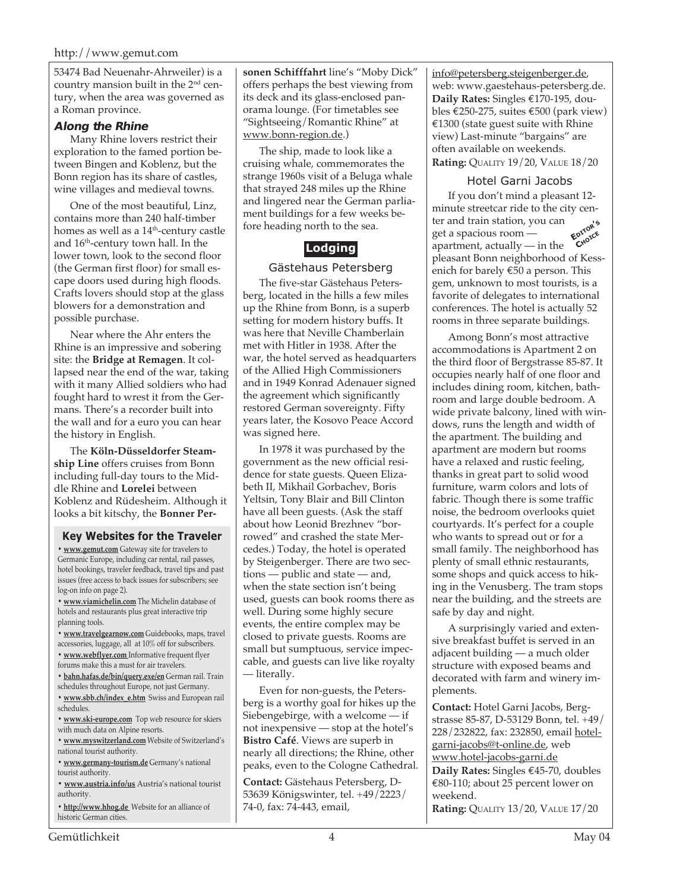53474 Bad Neuenahr-Ahrweiler) is a country mansion built in the 2nd century, when the area was governed as a Roman province.

### *Along the Rhine*

Many Rhine lovers restrict their exploration to the famed portion between Bingen and Koblenz, but the Bonn region has its share of castles, wine villages and medieval towns.

One of the most beautiful, Linz, contains more than 240 half-timber homes as well as a 14th-century castle and 16th-century town hall. In the lower town, look to the second floor (the German first floor) for small escape doors used during high floods. Crafts lovers should stop at the glass blowers for a demonstration and possible purchase.

Near where the Ahr enters the Rhine is an impressive and sobering site: the **Bridge at Remagen**. It collapsed near the end of the war, taking with it many Allied soldiers who had fought hard to wrest it from the Germans. There's a recorder built into the wall and for a euro you can hear the history in English.

The **Köln-Düsseldorfer Steamship Line** offers cruises from Bonn including full-day tours to the Middle Rhine and **Lorelei** between Koblenz and Rüdesheim. Although it looks a bit kitschy, the **Bonner Personen Schifffahrt** line's "Moby Dick" offers perhaps the best viewing from its deck and its glass-enclosed panorama lounge. (For timetables see "Sightseeing/Romantic Rhine" at www.bonn-region.de.)

The ship, made to look like a cruising whale, commemorates the strange 1960s visit of a Beluga whale that strayed 248 miles up the Rhine and lingered near the German parliament buildings for a few weeks before heading north to the sea.

### Key Websites for the Traveler

- **www.gemut.com** Gateway site for travelers to Germanic Europe, including car rental, rail passes, hotel bookings, traveler feedback, travel tips and past issues (free access to back issues for subscribers; see log-on info on page 2).
- **www.viamichelin.com** The Michelin database of hotels and restaurants plus great interactive trip planning tools.
- **www.travelgearnow.com** Guidebooks, maps, travel accessories, luggage, all at 10% off for subscribers.
- **www.webflyer.com** Informative frequent flyer forums make this a must for air travelers.
- **bahn.hafas.de/bin/query.exe/en** German rail. Train schedules throughout Europe, not just Germany.
- **www.sbb.ch/index_e.htm** Swiss and European rail schedules.
- **www.ski-europe.com** Top web resource for skiers with much data on Alpine resorts.
- **www.myswitzerland.com** Website of Switzerland's national tourist authority.
- **www.germany-tourism.de** Germany's national tourist authority.
- **www.austria.info/us** Austria's national tourist authority.
- **http://www.hhog.de** Website for an alliance of historic German cities.

## Lodging

### Gästehaus Petersberg

The five-star Gästehaus Petersberg, located in the hills a few miles up the Rhine from Bonn, is a superb setting for modern history buffs. It was here that Neville Chamberlain met with Hitler in 1938. After the war, the hotel served as headquarters of the Allied High Commissioners and in 1949 Konrad Adenauer signed the agreement which significantly restored German sovereignty. Fifty years later, the Kosovo Peace Accord was signed here.

In 1978 it was purchased by the government as the new official residence for state guests. Queen Elizabeth II, Mikhail Gorbachev, Boris Yeltsin, Tony Blair and Bill Clinton have all been guests. (Ask the staff about how Leonid Brezhnev "borrowed" and crashed the state Mercedes.) Today, the hotel is operated by Steigenberger. There are two sections — public and state — and, when the state section isn't being used, guests can book rooms there as well. During some highly secure events, the entire complex may be closed to private guests. Rooms are small but sumptuous, service impeccable, and guests can live like royalty — literally.

Even for non-guests, the Petersberg is a worthy goal for hikes up the Siebengebirge, with a welcome — if not inexpensive — stop at the hotel's **Bistro Café**. Views are superb in nearly all directions; the Rhine, other peaks, even to the Cologne Cathedral.

**Contact:** Gästehaus Petersberg, D-53639 Königswinter, tel. +49/2223/74-0, fax: 74-443, email, info@petersberg.steigenberger.de, web: www.gaestehaus-petersberg.de.
**Daily Rates:** Singles €170-195, doubles €250-275, suites €500 (park view) €1300 (state guest suite with Rhine view) Last-minute "bargains" are often available on weekends.
**Rating:** Quality 19/20, Value 18/20

### Hotel Garni Jacobs

*Editor's Choice*

If you don't mind a pleasant 12-minute streetcar ride to the city center and train station, you can get a spacious room — apartment, actually — in the pleasant Bonn neighborhood of Kessenich for barely €50 a person. This gem, unknown to most tourists, is a favorite of delegates to international conferences. The hotel is actually 52 rooms in three separate buildings.

Among Bonn's most attractive accommodations is Apartment 2 on the third floor of Bergstrasse 85-87. It occupies nearly half of one floor and includes dining room, kitchen, bathroom and large double bedroom. A wide private balcony, lined with windows, runs the length and width of the apartment. The building and apartment are modern but rooms have a relaxed and rustic feeling, thanks in great part to solid wood furniture, warm colors and lots of fabric. Though there is some traffic noise, the bedroom overlooks quiet courtyards. It's perfect for a couple who wants to spread out or for a small family. The neighborhood has plenty of small ethnic restaurants, some shops and quick access to hiking in the Venusberg. The tram stops near the building, and the streets are safe by day and night.

A surprisingly varied and extensive breakfast buffet is served in an adjacent building — a much older structure with exposed beams and decorated with farm and winery implements.

**Contact:** Hotel Garni Jacobs, Bergstrasse 85-87, D-53129 Bonn, tel. +49/228/232822, fax: 232850, email hotel-garni-jacobs@t-online.de, web www.hotel-jacobs-garni.de
**Daily Rates:** Singles €45-70, doubles €80-110; about 25 percent lower on weekend.
**Rating:** Quality 13/20, Value 17/20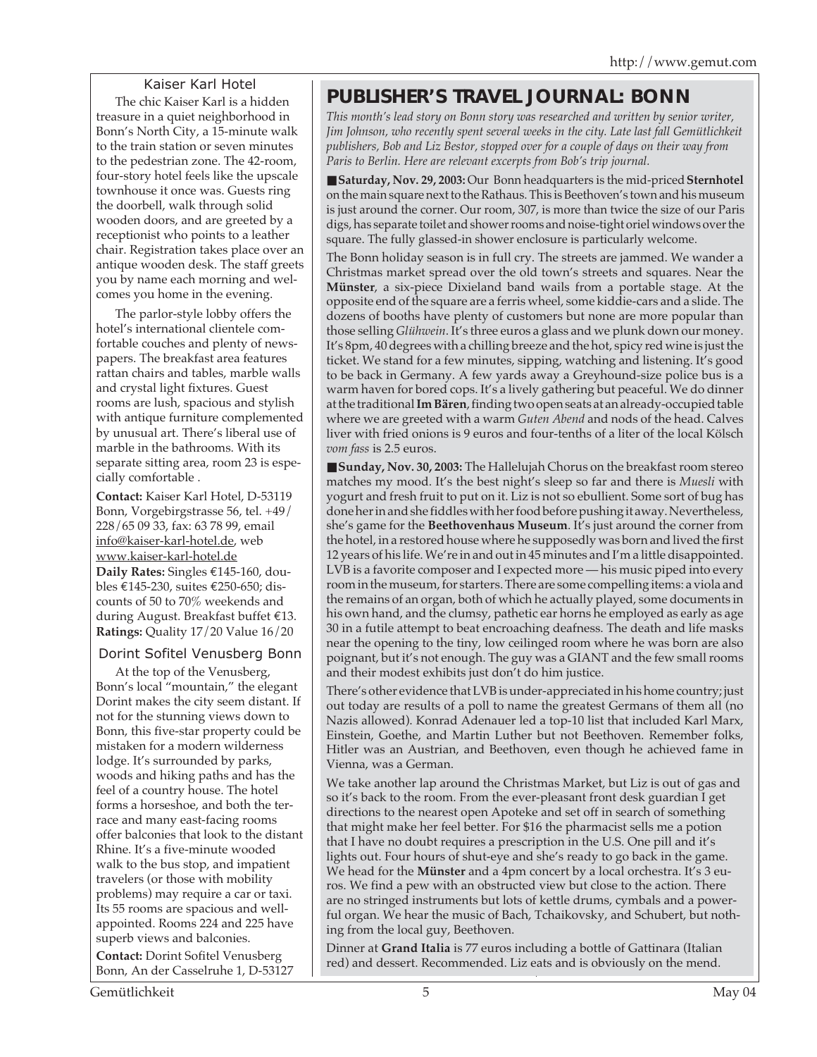### Kaiser Karl Hotel

The chic Kaiser Karl is a hidden treasure in a quiet neighborhood in Bonn's North City, a 15-minute walk to the train station or seven minutes to the pedestrian zone. The 42-room, four-story hotel feels like the upscale townhouse it once was. Guests ring the doorbell, walk through solid wooden doors, and are greeted by a receptionist who points to a leather chair. Registration takes place over an antique wooden desk. The staff greets you by name each morning and welcomes you home in the evening.

The parlor-style lobby offers the hotel's international clientele comfortable couches and plenty of newspapers. The breakfast area features rattan chairs and tables, marble walls and crystal light fixtures. Guest rooms are lush, spacious and stylish with antique furniture complemented by unusual art. There's liberal use of marble in the bathrooms. With its separate sitting area, room 23 is especially comfortable .

**Contact:** Kaiser Karl Hotel, D-53119 Bonn, Vorgebirgstrasse 56, tel. +49/228/65 09 33, fax: 63 78 99, email info@kaiser-karl-hotel.de, web www.kaiser-karl-hotel.de
**Daily Rates:** Singles €145-160, doubles €145-230, suites €250-650; discounts of 50 to 70% weekends and during August. Breakfast buffet €13.
**Ratings:** Quality 17/20 Value 16/20

### Dorint Sofitel Venusberg Bonn

At the top of the Venusberg, Bonn's local "mountain," the elegant Dorint makes the city seem distant. If not for the stunning views down to Bonn, this five-star property could be mistaken for a modern wilderness lodge. It's surrounded by parks, woods and hiking paths and has the feel of a country house. The hotel forms a horseshoe, and both the terrace and many east-facing rooms offer balconies that look to the distant Rhine. It's a five-minute wooded walk to the bus stop, and impatient travelers (or those with mobility problems) may require a car or taxi. Its 55 rooms are spacious and well-appointed. Rooms 224 and 225 have superb views and balconies.

**Contact:** Dorint Sofitel Venusberg Bonn, An der Casselruhe 1, D-53127

## PUBLISHER'S TRAVEL JOURNAL: BONN

*This month's lead story on Bonn story was researched and written by senior writer, Jim Johnson, who recently spent several weeks in the city. Late last fall Gemütlichkeit publishers, Bob and Liz Bestor, stopped over for a couple of days on their way from Paris to Berlin. Here are relevant excerpts from Bob's trip journal.*

■ **Saturday, Nov. 29, 2003:** Our Bonn headquarters is the mid-priced **Sternhotel** on the main square next to the Rathaus. This is Beethoven's town and his museum is just around the corner. Our room, 307, is more than twice the size of our Paris digs, has separate toilet and shower rooms and noise-tight oriel windows over the square. The fully glassed-in shower enclosure is particularly welcome.

The Bonn holiday season is in full cry. The streets are jammed. We wander a Christmas market spread over the old town's streets and squares. Near the **Münster**, a six-piece Dixieland band wails from a portable stage. At the opposite end of the square are a ferris wheel, some kiddie-cars and a slide. The dozens of booths have plenty of customers but none are more popular than those selling *Glühwein*. It's three euros a glass and we plunk down our money. It's 8pm, 40 degrees with a chilling breeze and the hot, spicy red wine is just the ticket. We stand for a few minutes, sipping, watching and listening. It's good to be back in Germany. A few yards away a Greyhound-size police bus is a warm haven for bored cops. It's a lively gathering but peaceful. We do dinner at the traditional **Im Bären**, finding two open seats at an already-occupied table where we are greeted with a warm *Guten Abend* and nods of the head. Calves liver with fried onions is 9 euros and four-tenths of a liter of the local Kölsch *vom fass* is 2.5 euros.

■ **Sunday, Nov. 30, 2003:** The Hallelujah Chorus on the breakfast room stereo matches my mood. It's the best night's sleep so far and there is *Muesli* with yogurt and fresh fruit to put on it. Liz is not so ebullient. Some sort of bug has done her in and she fiddles with her food before pushing it away. Nevertheless, she's game for the **Beethovenhaus Museum**. It's just around the corner from the hotel, in a restored house where he supposedly was born and lived the first 12 years of his life. We're in and out in 45 minutes and I'm a little disappointed. LVB is a favorite composer and I expected more — his music piped into every room in the museum, for starters. There are some compelling items: a viola and the remains of an organ, both of which he actually played, some documents in his own hand, and the clumsy, pathetic ear horns he employed as early as age 30 in a futile attempt to beat encroaching deafness. The death and life masks near the opening to the tiny, low ceilinged room where he was born are also poignant, but it's not enough. The guy was a GIANT and the few small rooms and their modest exhibits just don't do him justice.

There's other evidence that LVB is under-appreciated in his home country; just out today are results of a poll to name the greatest Germans of them all (no Nazis allowed). Konrad Adenauer led a top-10 list that included Karl Marx, Einstein, Goethe, and Martin Luther but not Beethoven. Remember folks, Hitler was an Austrian, and Beethoven, even though he achieved fame in Vienna, was a German.

We take another lap around the Christmas Market, but Liz is out of gas and so it's back to the room. From the ever-pleasant front desk guardian I get directions to the nearest open Apoteke and set off in search of something that might make her feel better. For $16 the pharmacist sells me a potion that I have no doubt requires a prescription in the U.S. One pill and it's lights out. Four hours of shut-eye and she's ready to go back in the game. We head for the **Münster** and a 4pm concert by a local orchestra. It's 3 euros. We find a pew with an obstructed view but close to the action. There are no stringed instruments but lots of kettle drums, cymbals and a powerful organ. We hear the music of Bach, Tchaikovsky, and Schubert, but nothing from the local guy, Beethoven.

Dinner at **Grand Italia** is 77 euros including a bottle of Gattinara (Italian red) and dessert. Recommended. Liz eats and is obviously on the mend.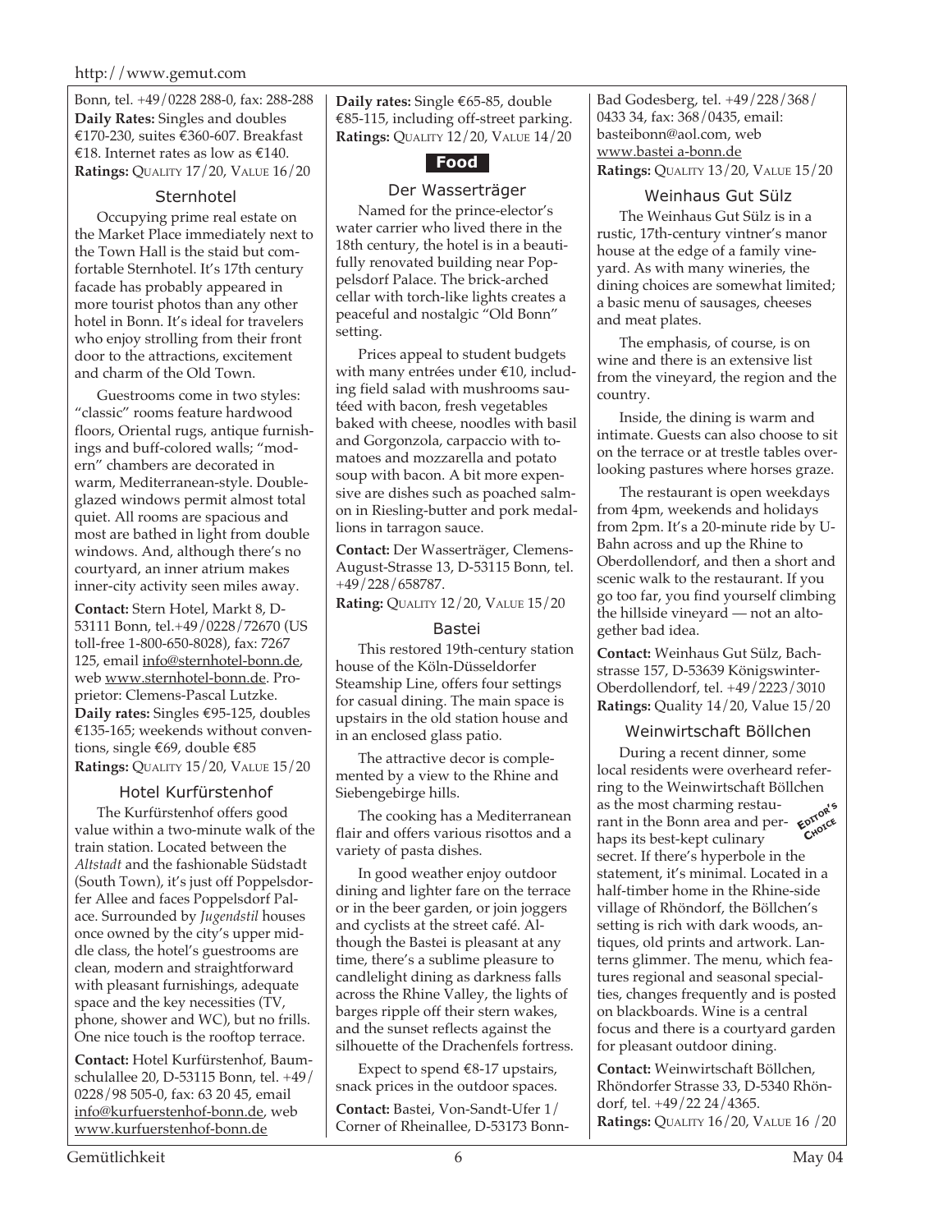Bonn, tel. +49/0228 288-0, fax: 288-288
**Daily Rates:** Singles and doubles €170-230, suites €360-607. Breakfast €18. Internet rates as low as €140.
**Ratings:** QUALITY 17/20, VALUE 16/20

### Sternhotel

Occupying prime real estate on the Market Place immediately next to the Town Hall is the staid but comfortable Sternhotel. It's 17th century facade has probably appeared in more tourist photos than any other hotel in Bonn. It's ideal for travelers who enjoy strolling from their front door to the attractions, excitement and charm of the Old Town.

Guestrooms come in two styles: "classic" rooms feature hardwood floors, Oriental rugs, antique furnishings and buff-colored walls; "modern" chambers are decorated in warm, Mediterranean-style. Double-glazed windows permit almost total quiet. All rooms are spacious and most are bathed in light from double windows. And, although there's no courtyard, an inner atrium makes inner-city activity seen miles away.

**Contact:** Stern Hotel, Markt 8, D-53111 Bonn, tel.+49/0228/72670 (US toll-free 1-800-650-8028), fax: 7267 125, email info@sternhotel-bonn.de, web www.sternhotel-bonn.de. Proprietor: Clemens-Pascal Lutzke.
**Daily rates:** Singles €95-125, doubles €135-165; weekends without conventions, single €69, double €85
**Ratings:** QUALITY 15/20, VALUE 15/20

### Hotel Kurfürstenhof

The Kurfürstenhof offers good value within a two-minute walk of the train station. Located between the *Altstadt* and the fashionable Südstadt (South Town), it's just off Poppelsdorfer Allee and faces Poppelsdorf Palace. Surrounded by *Jugendstil* houses once owned by the city's upper middle class, the hotel's guestrooms are clean, modern and straightforward with pleasant furnishings, adequate space and the key necessities (TV, phone, shower and WC), but no frills. One nice touch is the rooftop terrace.

**Contact:** Hotel Kurfürstenhof, Baumschulallee 20, D-53115 Bonn, tel. +49/0228/98 505-0, fax: 63 20 45, email info@kurfuerstenhof-bonn.de, web www.kurfuerstenhof-bonn.de
**Daily rates:** Single €65-85, double €85-115, including off-street parking.
**Ratings:** QUALITY 12/20, VALUE 14/20

## Food

### Der Wasserträger

Named for the prince-elector's water carrier who lived there in the 18th century, the hotel is in a beautifully renovated building near Poppelsdorf Palace. The brick-arched cellar with torch-like lights creates a peaceful and nostalgic "Old Bonn" setting.

Prices appeal to student budgets with many entrées under €10, including field salad with mushrooms sautéed with bacon, fresh vegetables baked with cheese, noodles with basil and Gorgonzola, carpaccio with tomatoes and mozzarella and potato soup with bacon. A bit more expensive are dishes such as poached salmon in Riesling-butter and pork medallions in tarragon sauce.

**Contact:** Der Wasserträger, Clemens-August-Strasse 13, D-53115 Bonn, tel. +49/228/658787.
**Rating:** QUALITY 12/20, VALUE 15/20

### Bastei

This restored 19th-century station house of the Köln-Düsseldorfer Steamship Line, offers four settings for casual dining. The main space is upstairs in the old station house and in an enclosed glass patio.

The attractive decor is complemented by a view to the Rhine and Siebengebirge hills.

The cooking has a Mediterranean flair and offers various risottos and a variety of pasta dishes.

In good weather enjoy outdoor dining and lighter fare on the terrace or in the beer garden, or join joggers and cyclists at the street café. Although the Bastei is pleasant at any time, there's a sublime pleasure to candlelight dining as darkness falls across the Rhine Valley, the lights of barges ripple off their stern wakes, and the sunset reflects against the silhouette of the Drachenfels fortress.

Expect to spend €8-17 upstairs, snack prices in the outdoor spaces.

**Contact:** Bastei, Von-Sandt-Ufer 1/ Corner of Rheinallee, D-53173 Bonn-Bad Godesberg, tel. +49/228/368/0433 34, fax: 368/0435, email: basteibonn@aol.com, web www.bastei a-bonn.de
**Ratings:** QUALITY 13/20, VALUE 15/20

### Weinhaus Gut Sülz

The Weinhaus Gut Sülz is in a rustic, 17th-century vintner's manor house at the edge of a family vineyard. As with many wineries, the dining choices are somewhat limited; a basic menu of sausages, cheeses and meat plates.

The emphasis, of course, is on wine and there is an extensive list from the vineyard, the region and the country.

Inside, the dining is warm and intimate. Guests can also choose to sit on the terrace or at trestle tables overlooking pastures where horses graze.

The restaurant is open weekdays from 4pm, weekends and holidays from 2pm. It's a 20-minute ride by U-Bahn across and up the Rhine to Oberdollendorf, and then a short and scenic walk to the restaurant. If you go too far, you find yourself climbing the hillside vineyard — not an altogether bad idea.

**Contact:** Weinhaus Gut Sülz, Bachstrasse 157, D-53639 Königswinter-Oberdollendorf, tel. +49/2223/3010
**Ratings:** Quality 14/20, Value 15/20

### Weinwirtschaft Böllchen

EDITOR'S CHOICE

During a recent dinner, some local residents were overheard referring to the Weinwirtschaft Böllchen as the most charming restaurant in the Bonn area and perhaps its best-kept culinary secret. If there's hyperbole in the statement, it's minimal. Located in a half-timber home in the Rhine-side village of Rhöndorf, the Böllchen's setting is rich with dark woods, antiques, old prints and artwork. Lanterns glimmer. The menu, which features regional and seasonal specialties, changes frequently and is posted on blackboards. Wine is a central focus and there is a courtyard garden for pleasant outdoor dining.

**Contact:** Weinwirtschaft Böllchen, Rhöndorfer Strasse 33, D-5340 Rhöndorf, tel. +49/22 24/4365.
**Ratings:** QUALITY 16/20, VALUE 16 /20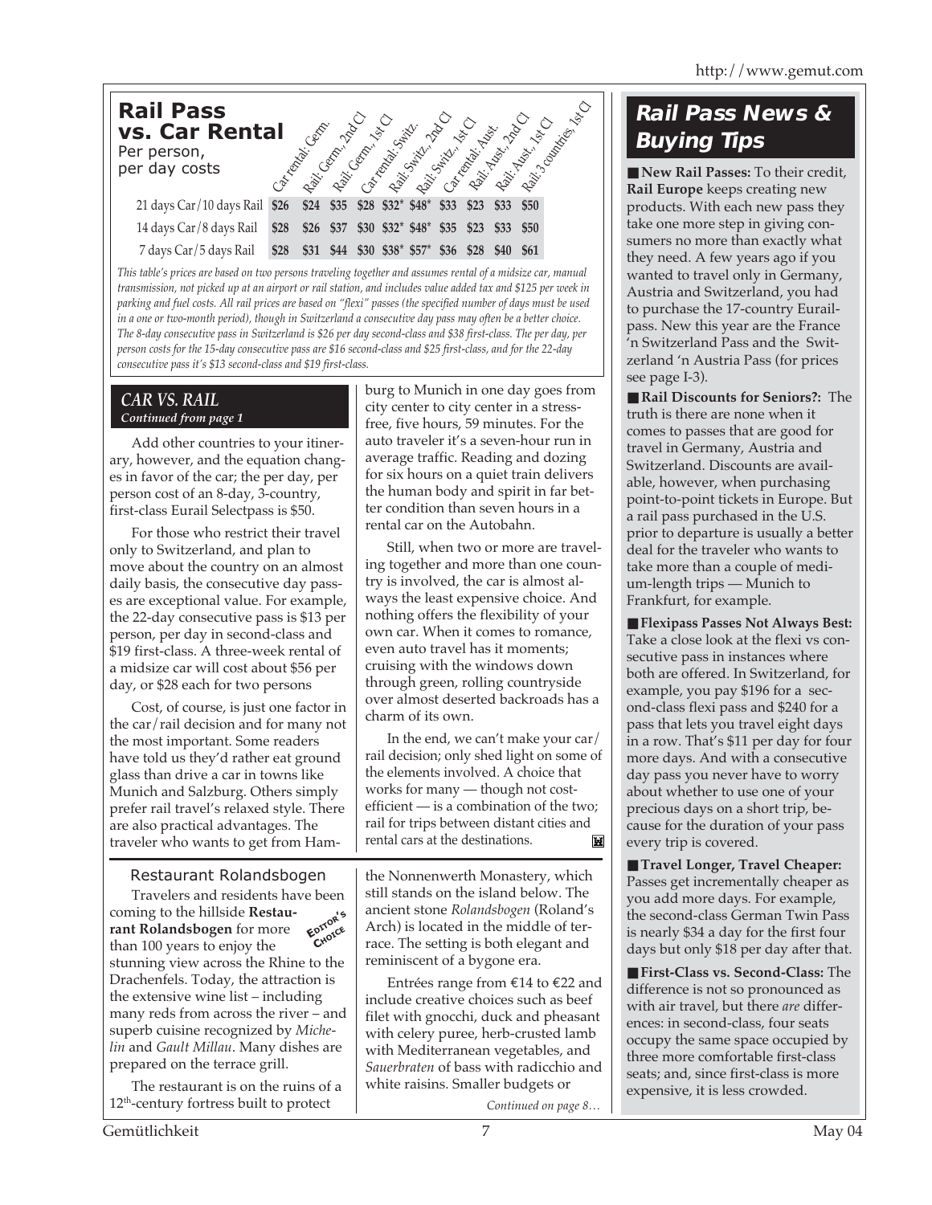## Rail Pass vs. Car Rental

Per person, per day costs

| | Car rental: Germ. | Rail: Germ., 2nd Cl | Rail: Germ., 1st Cl | Car rental: Switz. | Rail: Switz., 2nd Cl | Rail: Switz., 1st Cl | Car rental: Aust. | Rail: Aust., 2nd Cl | Rail: Aust., 1st Cl | Rail: 3 countries, 1st Cl |
|---|---|---|---|---|---|---|---|---|---|---|
| 21 days Car/10 days Rail | $26 | $24 | $35 | $28 | $32* | $48* | $33 | $23 | $33 | $50 |
| 14 days Car/8 days Rail | $28 | $26 | $37 | $30 | $32* | $48* | $35 | $23 | $33 | $50 |
| 7 days Car/5 days Rail | $28 | $31 | $44 | $30 | $38* | $57* | $36 | $28 | $40 | $61 |

*This table's prices are based on two persons traveling together and assumes rental of a midsize car, manual transmission, not picked up at an airport or rail station, and includes value added tax and $125 per week in parking and fuel costs. All rail prices are based on "flexi" passes (the specified number of days must be used in a one or two-month period), though in Switzerland a consecutive day pass may often be a better choice. The 8-day consecutive pass in Switzerland is $26 per day second-class and $38 first-class. The per day, per person costs for the 15-day consecutive pass are $16 second-class and $25 first-class, and for the 22-day consecutive pass it's $13 second-class and $19 first-class.*

### *CAR VS. RAIL*
***Continued from page 1***

Add other countries to your itinerary, however, and the equation changes in favor of the car; the per day, per person cost of an 8-day, 3-country, first-class Eurail Selectpass is $50.

For those who restrict their travel only to Switzerland, and plan to move about the country on an almost daily basis, the consecutive day passes are exceptional value. For example, the 22-day consecutive pass is $13 per person, per day in second-class and $19 first-class. A three-week rental of a midsize car will cost about $56 per day, or $28 each for two persons

Cost, of course, is just one factor in the car/rail decision and for many not the most important. Some readers have told us they'd rather eat ground glass than drive a car in towns like Munich and Salzburg. Others simply prefer rail travel's relaxed style. There are also practical advantages. The traveler who wants to get from Hamburg to Munich in one day goes from city center to city center in a stress-free, five hours, 59 minutes. For the auto traveler it's a seven-hour run in average traffic. Reading and dozing for six hours on a quiet train delivers the human body and spirit in far better condition than seven hours in a rental car on the Autobahn.

Still, when two or more are traveling together and more than one country is involved, the car is almost always the least expensive choice. And nothing offers the flexibility of your own car. When it comes to romance, even auto travel has it moments; cruising with the windows down through green, rolling countryside over almost deserted backroads has a charm of its own.

In the end, we can't make your car/rail decision; only shed light on some of the elements involved. A choice that works for many — though not cost-efficient — is a combination of the two; rail for trips between distant cities and rental cars at the destinations.

### Restaurant Rolandsbogen

EDITOR'S CHOICE

Travelers and residents have been coming to the hillside **Restaurant Rolandsbogen** for more than 100 years to enjoy the stunning view across the Rhine to the Drachenfels. Today, the attraction is the extensive wine list – including many reds from across the river – and superb cuisine recognized by *Michelin* and *Gault Millau*. Many dishes are prepared on the terrace grill.

The restaurant is on the ruins of a 12th-century fortress built to protect the Nonnenwerth Monastery, which still stands on the island below. The ancient stone *Rolandsbogen* (Roland's Arch) is located in the middle of terrace. The setting is both elegant and reminiscent of a bygone era.

Entrées range from €14 to €22 and include creative choices such as beef filet with gnocchi, duck and pheasant with celery puree, herb-crusted lamb with Mediterranean vegetables, and *Sauerbraten* of bass with radicchio and white raisins. Smaller budgets or

*Continued on page 8…*

## *Rail Pass News & Buying Tips*

■ **New Rail Passes:** To their credit, **Rail Europe** keeps creating new products. With each new pass they take one more step in giving consumers no more than exactly what they need. A few years ago if you wanted to travel only in Germany, Austria and Switzerland, you had to purchase the 17-country Eurailpass. New this year are the France 'n Switzerland Pass and the Switzerland 'n Austria Pass (for prices see page I-3).

■ **Rail Discounts for Seniors?:** The truth is there are none when it comes to passes that are good for travel in Germany, Austria and Switzerland. Discounts are available, however, when purchasing point-to-point tickets in Europe. But a rail pass purchased in the U.S. prior to departure is usually a better deal for the traveler who wants to take more than a couple of medium-length trips — Munich to Frankfurt, for example.

■ **Flexipass Passes Not Always Best:** Take a close look at the flexi vs consecutive pass in instances where both are offered. In Switzerland, for example, you pay $196 for a second-class flexi pass and $240 for a pass that lets you travel eight days in a row. That's $11 per day for four more days. And with a consecutive day pass you never have to worry about whether to use one of your precious days on a short trip, because for the duration of your pass every trip is covered.

■ **Travel Longer, Travel Cheaper:** Passes get incrementally cheaper as you add more days. For example, the second-class German Twin Pass is nearly $34 a day for the first four days but only $18 per day after that.

■ **First-Class vs. Second-Class:** The difference is not so pronounced as with air travel, but there *are* differences: in second-class, four seats occupy the same space occupied by three more comfortable first-class seats; and, since first-class is more expensive, it is less crowded.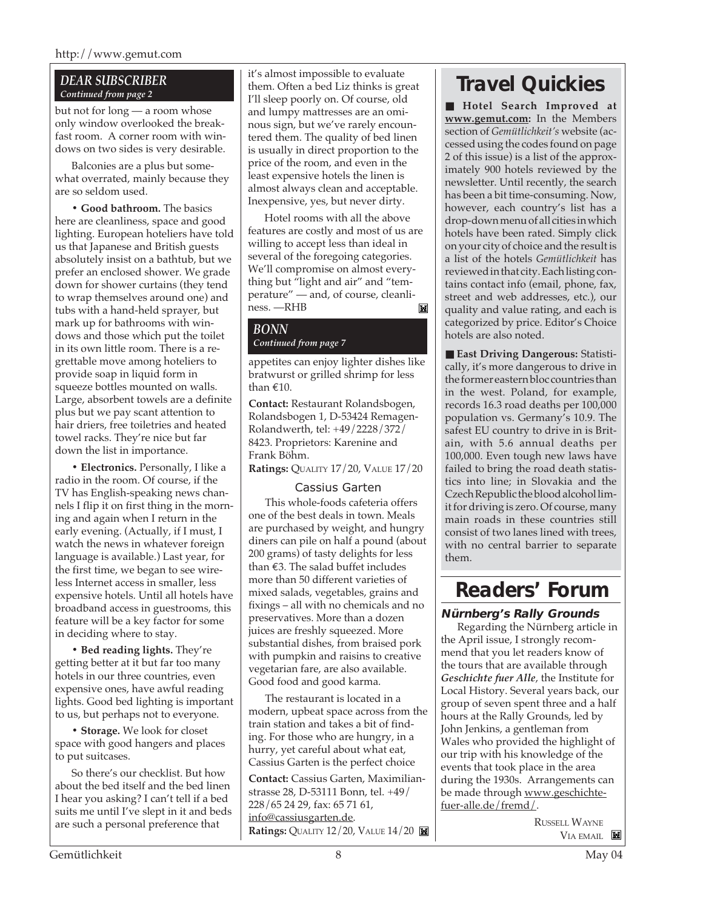## *DEAR SUBSCRIBER*
*Continued from page 2*

but not for long — a room whose only window overlooked the breakfast room. A corner room with windows on two sides is very desirable.

Balconies are a plus but somewhat overrated, mainly because they are so seldom used.

• **Good bathroom.** The basics here are cleanliness, space and good lighting. European hoteliers have told us that Japanese and British guests absolutely insist on a bathtub, but we prefer an enclosed shower. We grade down for shower curtains (they tend to wrap themselves around one) and tubs with a hand-held sprayer, but mark up for bathrooms with windows and those which put the toilet in its own little room. There is a regrettable move among hoteliers to provide soap in liquid form in squeeze bottles mounted on walls. Large, absorbent towels are a definite plus but we pay scant attention to hair driers, free toiletries and heated towel racks. They're nice but far down the list in importance.

• **Electronics.** Personally, I like a radio in the room. Of course, if the TV has English-speaking news channels I flip it on first thing in the morning and again when I return in the early evening. (Actually, if I must, I watch the news in whatever foreign language is available.) Last year, for the first time, we began to see wireless Internet access in smaller, less expensive hotels. Until all hotels have broadband access in guestrooms, this feature will be a key factor for some in deciding where to stay.

• **Bed reading lights.** They're getting better at it but far too many hotels in our three countries, even expensive ones, have awful reading lights. Good bed lighting is important to us, but perhaps not to everyone.

• **Storage.** We look for closet space with good hangers and places to put suitcases.

So there's our checklist. But how about the bed itself and the bed linen I hear you asking? I can't tell if a bed suits me until I've slept in it and beds are such a personal preference that it's almost impossible to evaluate them. Often a bed Liz thinks is great I'll sleep poorly on. Of course, old and lumpy mattresses are an ominous sign, but we've rarely encountered them. The quality of bed linen is usually in direct proportion to the price of the room, and even in the least expensive hotels the linen is almost always clean and acceptable. Inexpensive, yes, but never dirty.

Hotel rooms with all the above features are costly and most of us are willing to accept less than ideal in several of the foregoing categories. We'll compromise on almost everything but "light and air" and "temperature" — and, of course, cleanliness. —RHB

## *BONN*
*Continued from page 7*

appetites can enjoy lighter dishes like bratwurst or grilled shrimp for less than €10.

**Contact:** Restaurant Rolandsbogen, Rolandsbogen 1, D-53424 Remagen-Rolandwerth, tel: +49/2228/372/8423. Proprietors: Karenine and Frank Böhm.
**Ratings:** Quality 17/20, Value 17/20

### Cassius Garten

This whole-foods cafeteria offers one of the best deals in town. Meals are purchased by weight, and hungry diners can pile on half a pound (about 200 grams) of tasty delights for less than €3. The salad buffet includes more than 50 different varieties of mixed salads, vegetables, grains and fixings – all with no chemicals and no preservatives. More than a dozen juices are freshly squeezed. More substantial dishes, from braised pork with pumpkin and raisins to creative vegetarian fare, are also available. Good food and good karma.

The restaurant is located in a modern, upbeat space across from the train station and takes a bit of finding. For those who are hungry, in a hurry, yet careful about what eat, Cassius Garten is the perfect choice

**Contact:** Cassius Garten, Maximilianstrasse 28, D-53111 Bonn, tel. +49/228/65 24 29, fax: 65 71 61, info@cassiusgarten.de.
**Ratings:** Quality 12/20, Value 14/20

# Travel Quickies

■ **Hotel Search Improved at www.gemut.com:** In the Members section of *Gemütlichkeit's* website (accessed using the codes found on page 2 of this issue) is a list of the approximately 900 hotels reviewed by the newsletter. Until recently, the search has been a bit time-consuming. Now, however, each country's list has a drop-down menu of all cities in which hotels have been rated. Simply click on your city of choice and the result is a list of the hotels *Gemütlichkeit* has reviewed in that city. Each listing contains contact info (email, phone, fax, street and web addresses, etc.), our quality and value rating, and each is categorized by price. Editor's Choice hotels are also noted.

■ **East Driving Dangerous:** Statistically, it's more dangerous to drive in the former eastern bloc countries than in the west. Poland, for example, records 16.3 road deaths per 100,000 population vs. Germany's 10.9. The safest EU country to drive in is Britain, with 5.6 annual deaths per 100,000. Even tough new laws have failed to bring the road death statistics into line; in Slovakia and the Czech Republic the blood alcohol limit for driving is zero. Of course, many main roads in these countries still consist of two lanes lined with trees, with no central barrier to separate them.

# Readers' Forum

### Nürnberg's Rally Grounds

Regarding the Nürnberg article in the April issue, I strongly recommend that you let readers know of the tours that are available through ***Geschichte fuer Alle***, the Institute for Local History. Several years back, our group of seven spent three and a half hours at the Rally Grounds, led by John Jenkins, a gentleman from Wales who provided the highlight of our trip with his knowledge of the events that took place in the area during the 1930s. Arrangements can be made through www.geschichte-fuer-alle.de/fremd/.

Russell Wayne
Via email